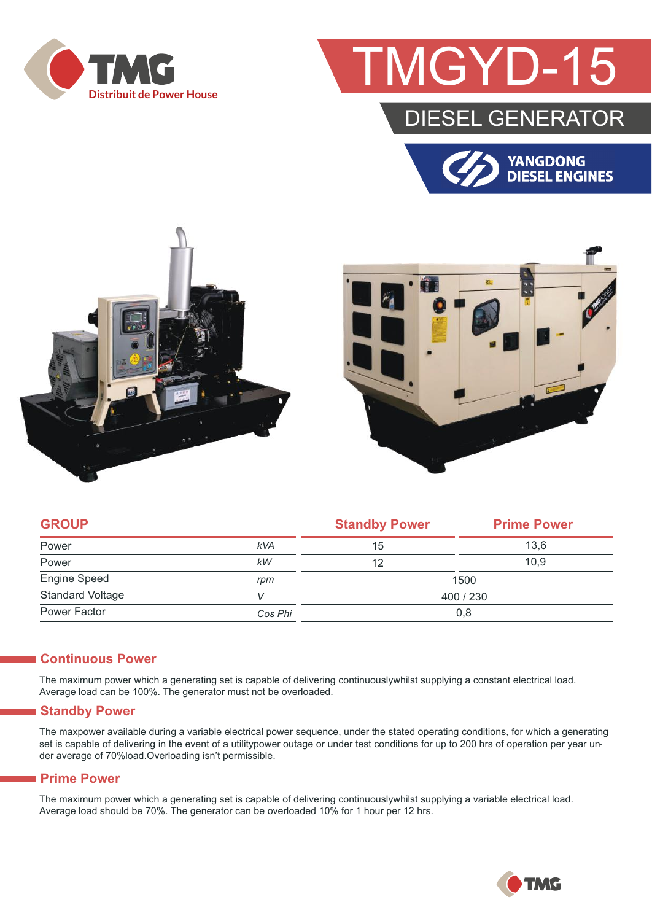TMG
Distribuit de Power House

# TMGYD-15

## DIESEL GENERATOR

YANGDONG DIESEL ENGINES

| GROUP | | Standby Power | Prime Power |
|---|---|---|---|
| Power | kVA | 15 | 13,6 |
| Power | kW | 12 | 10,9 |
| Engine Speed | rpm | 1500 | |
| Standard Voltage | V | 400 / 230 | |
| Power Factor | Cos Phi | 0,8 | |

## Continuous Power

The maximum power which a generating set is capable of delivering continuouslywhilst supplying a constant electrical load. Average load can be 100%. The generator must not be overloaded.

## Standby Power

The maxpower available during a variable electrical power sequence, under the stated operating conditions, for which a generating set is capable of delivering in the event of a utilitypower outage or under test conditions for up to 200 hrs of operation per year under average of 70%load.Overloading isn't permissible.

## Prime Power

The maximum power which a generating set is capable of delivering continuouslywhilst supplying a variable electrical load. Average load should be 70%. The generator can be overloaded 10% for 1 hour per 12 hrs.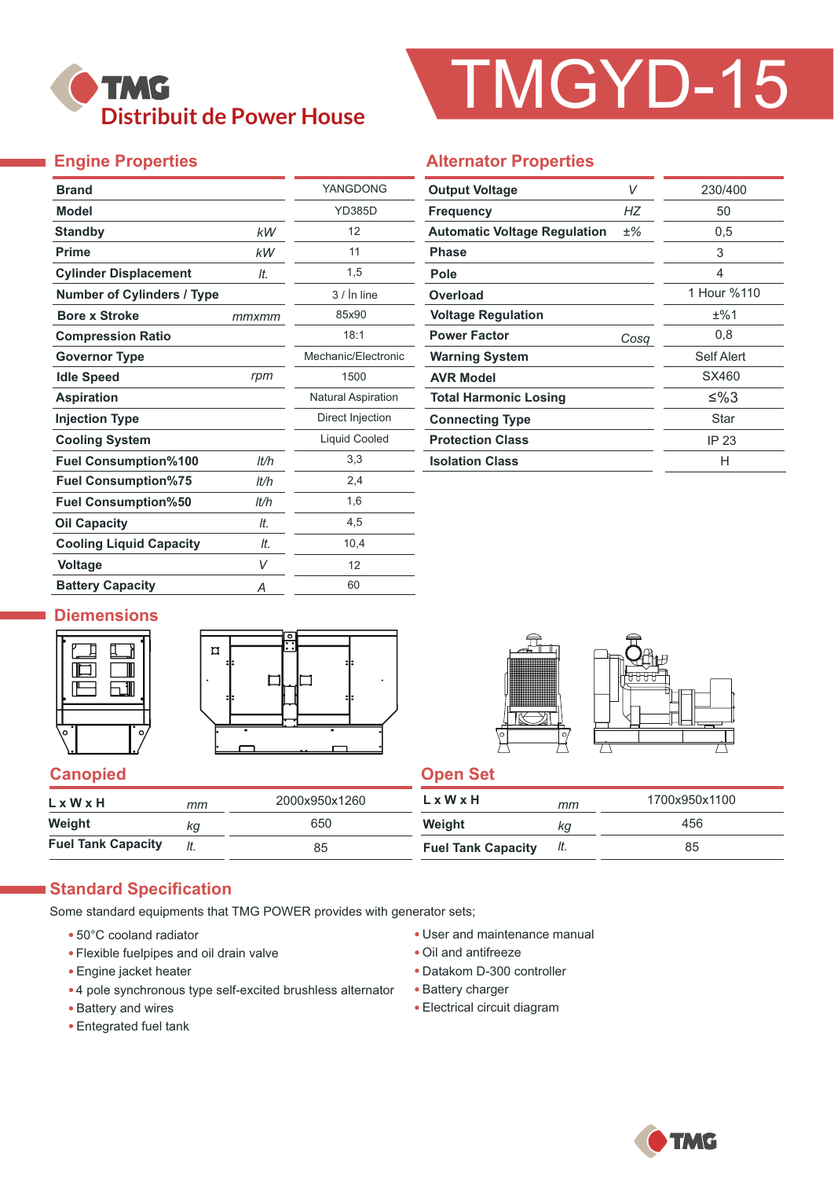TMG

Distribuit de Power House

# TMGYD-15

## Engine Properties

| Property | Unit | Value |
|---|---|---|
| Brand | | YANGDONG |
| Model | | YD385D |
| Standby | kW | 12 |
| Prime | kW | 11 |
| Cylinder Displacement | lt. | 1,5 |
| Number of Cylinders / Type | | 3 / İn line |
| Bore x Stroke | mmxmm | 85x90 |
| Compression Ratio | | 18:1 |
| Governor Type | | Mechanic/Electronic |
| Idle Speed | rpm | 1500 |
| Aspiration | | Natural Aspiration |
| Injection Type | | Direct Injection |
| Cooling System | | Liquid Cooled |
| Fuel Consumption%100 | lt/h | 3,3 |
| Fuel Consumption%75 | lt/h | 2,4 |
| Fuel Consumption%50 | lt/h | 1,6 |
| Oil Capacity | lt. | 4,5 |
| Cooling Liquid Capacity | lt. | 10,4 |
| Voltage | V | 12 |
| Battery Capacity | A | 60 |

## Alternator Properties

| Property | Unit | Value |
|---|---|---|
| Output Voltage | V | 230/400 |
| Frequency | HZ | 50 |
| Automatic Voltage Regulation | ±% | 0,5 |
| Phase | | 3 |
| Pole | | 4 |
| Overload | | 1 Hour %110 |
| Voltage Regulation | | ±%1 |
| Power Factor | Cosq | 0,8 |
| Warning System | | Self Alert |
| AVR Model | | SX460 |
| Total Harmonic Losing | | ≤%3 |
| Connecting Type | | Star |
| Protection Class | | IP 23 |
| Isolation Class | | H |

## Diemensions

### Canopied

| | Unit | Value |
|---|---|---|
| L x W x H | mm | 2000x950x1260 |
| Weight | kg | 650 |
| Fuel Tank Capacity | lt. | 85 |

### Open Set

| | Unit | Value |
|---|---|---|
| L x W x H | mm | 1700x950x1100 |
| Weight | kg | 456 |
| Fuel Tank Capacity | lt. | 85 |

## Standard Specification

Some standard equipments that TMG POWER provides with generator sets;

- 50°C cooland radiator
- Flexible fuelpipes and oil drain valve
- Engine jacket heater
- 4 pole synchronous type self-excited brushless alternator
- Battery and wires
- Entegrated fuel tank
- User and maintenance manual
- Oil and antifreeze
- Datakom D-300 controller
- Battery charger
- Electrical circuit diagram

TMG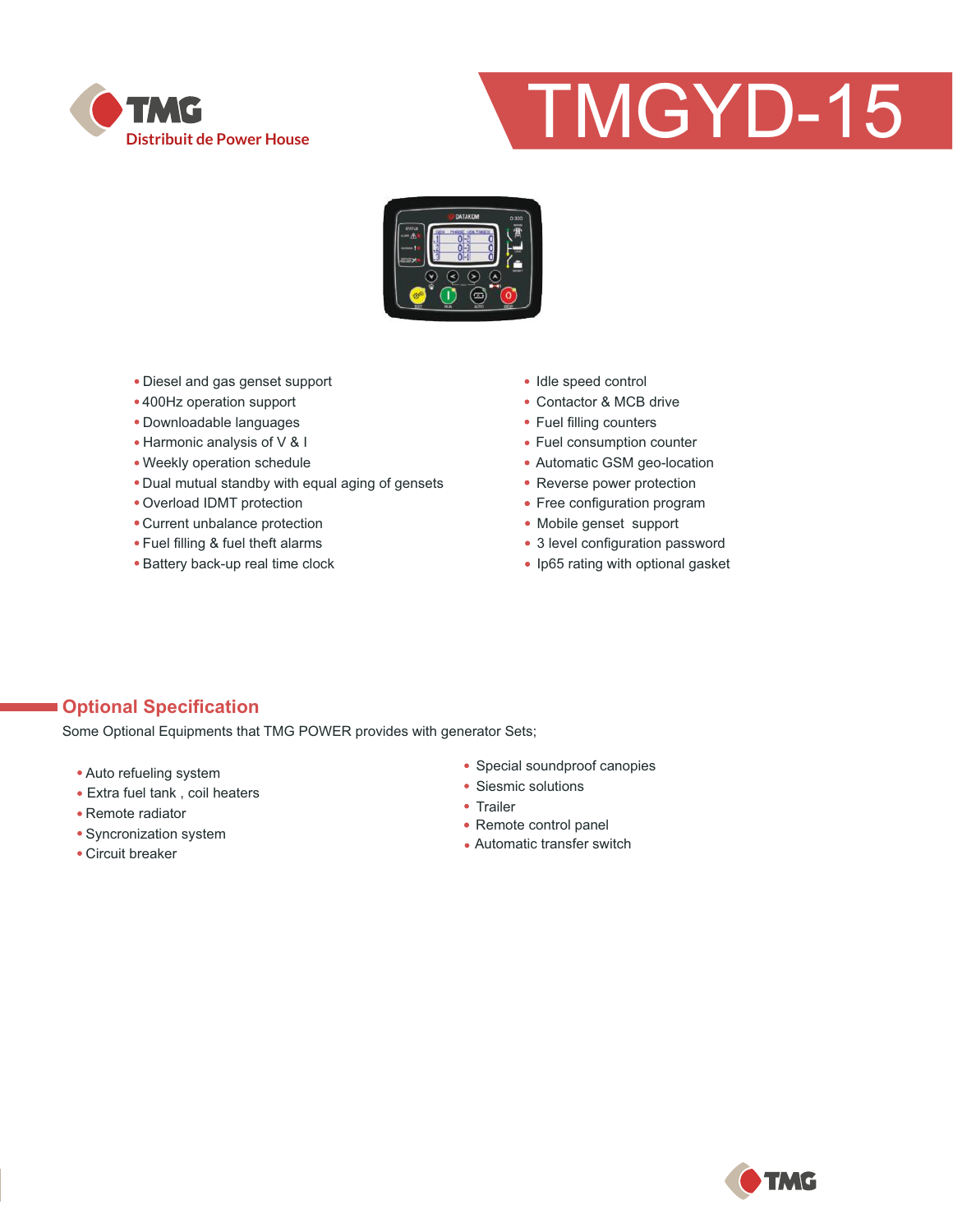# TMGYD-15

TMG
Distribuit de Power House

- Diesel and gas genset support
- 400Hz operation support
- Downloadable languages
- Harmonic analysis of V & I
- Weekly operation schedule
- Dual mutual standby with equal aging of gensets
- Overload IDMT protection
- Current unbalance protection
- Fuel filling & fuel theft alarms
- Battery back-up real time clock
- Idle speed control
- Contactor & MCB drive
- Fuel filling counters
- Fuel consumption counter
- Automatic GSM geo-location
- Reverse power protection
- Free configuration program
- Mobile genset support
- 3 level configuration password
- Ip65 rating with optional gasket

## Optional Specification

Some Optional Equipments that TMG POWER provides with generator Sets;

- Auto refueling system
- Extra fuel tank , coil heaters
- Remote radiator
- Syncronization system
- Circuit breaker
- Special soundproof canopies
- Siesmic solutions
- Trailer
- Remote control panel
- Automatic transfer switch